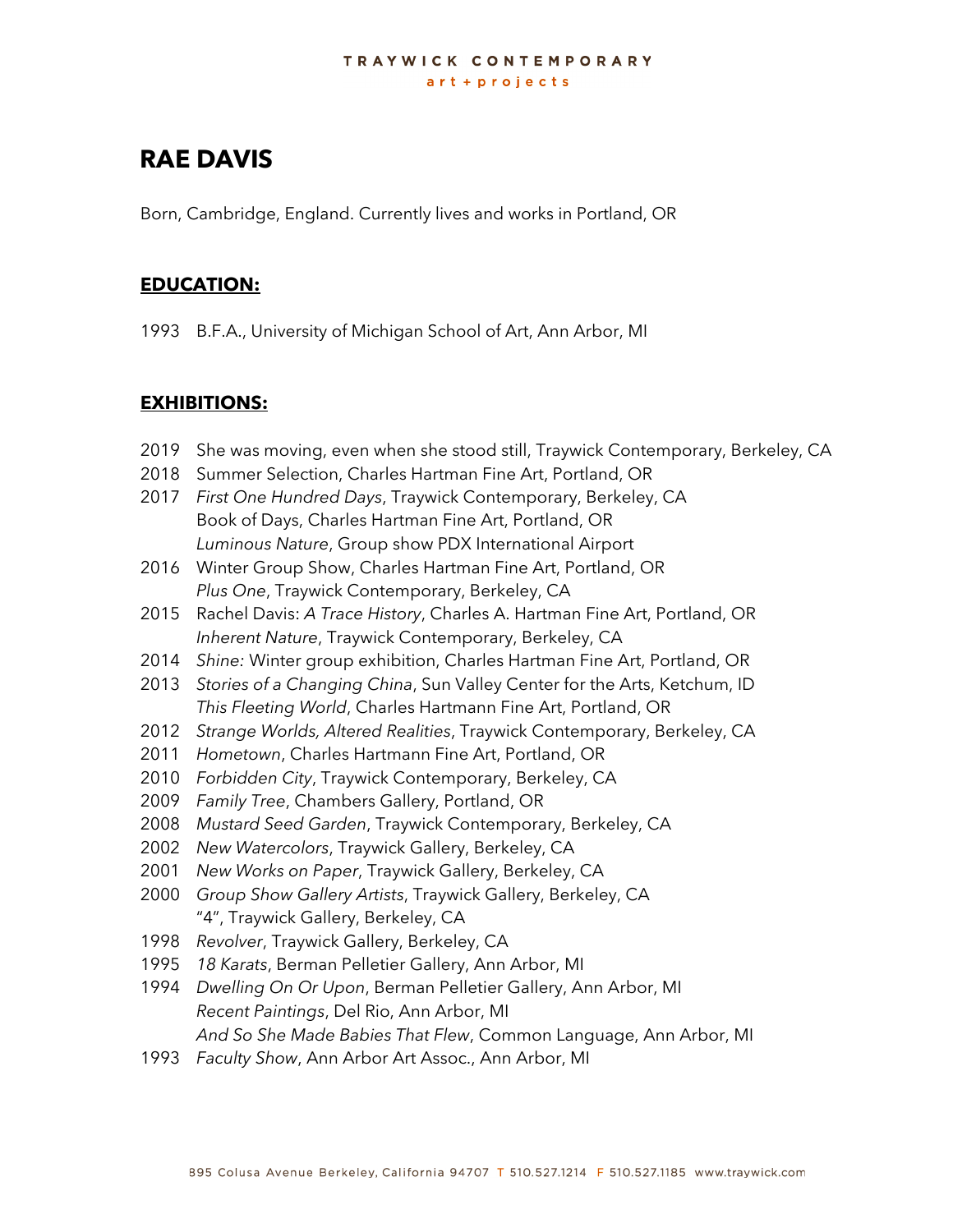TRAYWICK CONTEMPORARY
art + projects

# RAE DAVIS

Born, Cambridge, England. Currently lives and works in Portland, OR

## EDUCATION:

1993 B.F.A., University of Michigan School of Art, Ann Arbor, MI

## EXHIBITIONS:

2019 She was moving, even when she stood still, Traywick Contemporary, Berkeley, CA
2018 Summer Selection, Charles Hartman Fine Art, Portland, OR
2017 *First One Hundred Days*, Traywick Contemporary, Berkeley, CA
Book of Days, Charles Hartman Fine Art, Portland, OR
*Luminous Nature*, Group show PDX International Airport
2016 Winter Group Show, Charles Hartman Fine Art, Portland, OR
*Plus One*, Traywick Contemporary, Berkeley, CA
2015 Rachel Davis: *A Trace History*, Charles A. Hartman Fine Art, Portland, OR
*Inherent Nature*, Traywick Contemporary, Berkeley, CA
2014 *Shine:* Winter group exhibition, Charles Hartman Fine Art, Portland, OR
2013 *Stories of a Changing China*, Sun Valley Center for the Arts, Ketchum, ID
*This Fleeting World*, Charles Hartmann Fine Art, Portland, OR
2012 *Strange Worlds, Altered Realities*, Traywick Contemporary, Berkeley, CA
2011 *Hometown*, Charles Hartmann Fine Art, Portland, OR
2010 *Forbidden City*, Traywick Contemporary, Berkeley, CA
2009 *Family Tree*, Chambers Gallery, Portland, OR
2008 *Mustard Seed Garden*, Traywick Contemporary, Berkeley, CA
2002 *New Watercolors*, Traywick Gallery, Berkeley, CA
2001 *New Works on Paper*, Traywick Gallery, Berkeley, CA
2000 *Group Show Gallery Artists*, Traywick Gallery, Berkeley, CA
"4", Traywick Gallery, Berkeley, CA
1998 *Revolver*, Traywick Gallery, Berkeley, CA
1995 *18 Karats*, Berman Pelletier Gallery, Ann Arbor, MI
1994 *Dwelling On Or Upon*, Berman Pelletier Gallery, Ann Arbor, MI
*Recent Paintings*, Del Rio, Ann Arbor, MI
*And So She Made Babies That Flew*, Common Language, Ann Arbor, MI
1993 *Faculty Show*, Ann Arbor Art Assoc., Ann Arbor, MI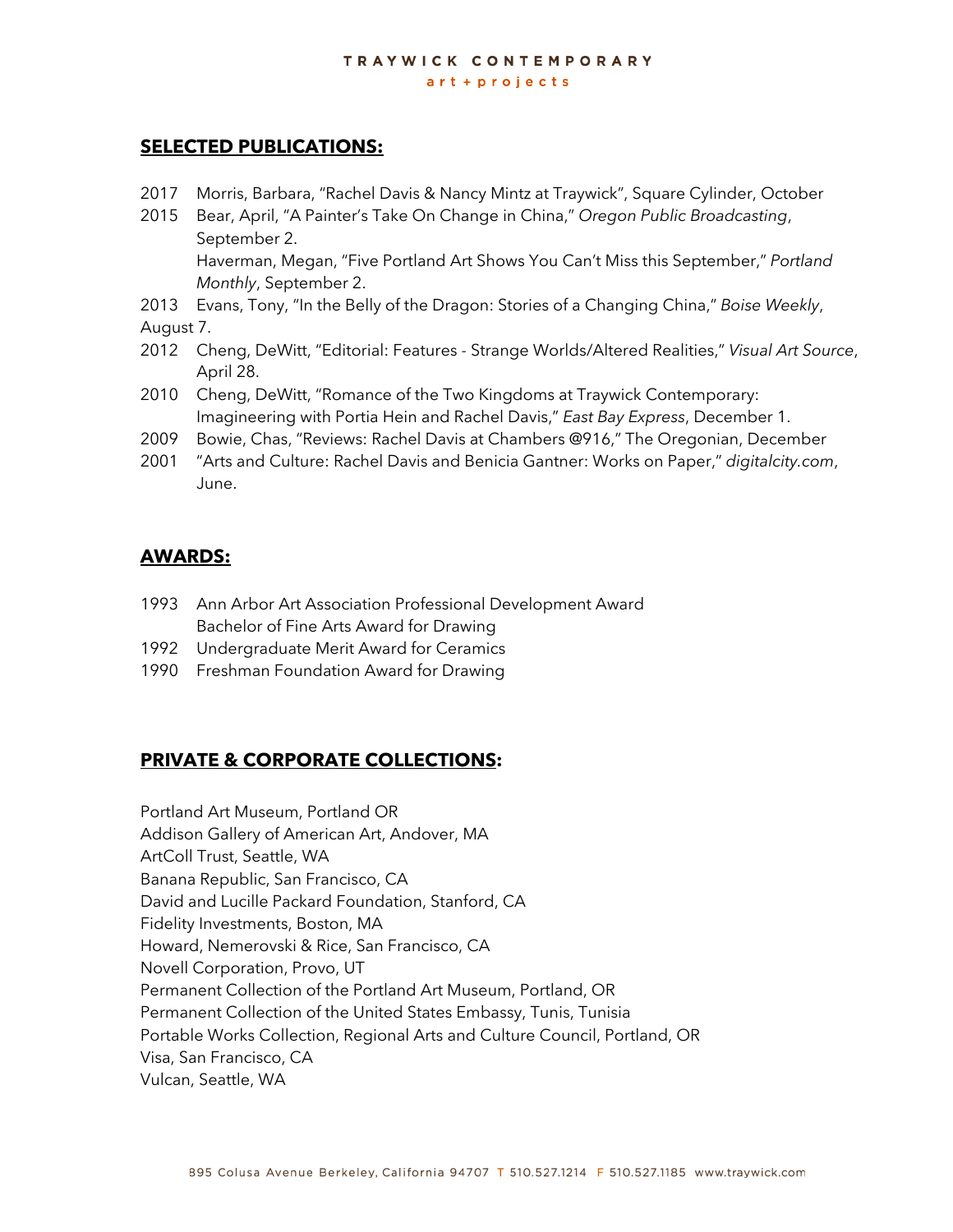## **SELECTED PUBLICATIONS:**

2017 Morris, Barbara, "Rachel Davis & Nancy Mintz at Traywick", Square Cylinder, October

2015 Bear, April, "A Painter's Take On Change in China," *Oregon Public Broadcasting*, September 2.
Haverman, Megan, "Five Portland Art Shows You Can't Miss this September," *Portland Monthly*, September 2.

2013 Evans, Tony, "In the Belly of the Dragon: Stories of a Changing China," *Boise Weekly*, August 7.

2012 Cheng, DeWitt, "Editorial: Features - Strange Worlds/Altered Realities," *Visual Art Source*, April 28.

2010 Cheng, DeWitt, "Romance of the Two Kingdoms at Traywick Contemporary: Imagineering with Portia Hein and Rachel Davis," *East Bay Express*, December 1.

2009 Bowie, Chas, "Reviews: Rachel Davis at Chambers @916," The Oregonian, December

2001 "Arts and Culture: Rachel Davis and Benicia Gantner: Works on Paper," *digitalcity.com*, June.

## **AWARDS:**

1993 Ann Arbor Art Association Professional Development Award
Bachelor of Fine Arts Award for Drawing

1992 Undergraduate Merit Award for Ceramics

1990 Freshman Foundation Award for Drawing

## **PRIVATE & CORPORATE COLLECTIONS:**

Portland Art Museum, Portland OR
Addison Gallery of American Art, Andover, MA
ArtColl Trust, Seattle, WA
Banana Republic, San Francisco, CA
David and Lucille Packard Foundation, Stanford, CA
Fidelity Investments, Boston, MA
Howard, Nemerovski & Rice, San Francisco, CA
Novell Corporation, Provo, UT
Permanent Collection of the Portland Art Museum, Portland, OR
Permanent Collection of the United States Embassy, Tunis, Tunisia
Portable Works Collection, Regional Arts and Culture Council, Portland, OR
Visa, San Francisco, CA
Vulcan, Seattle, WA